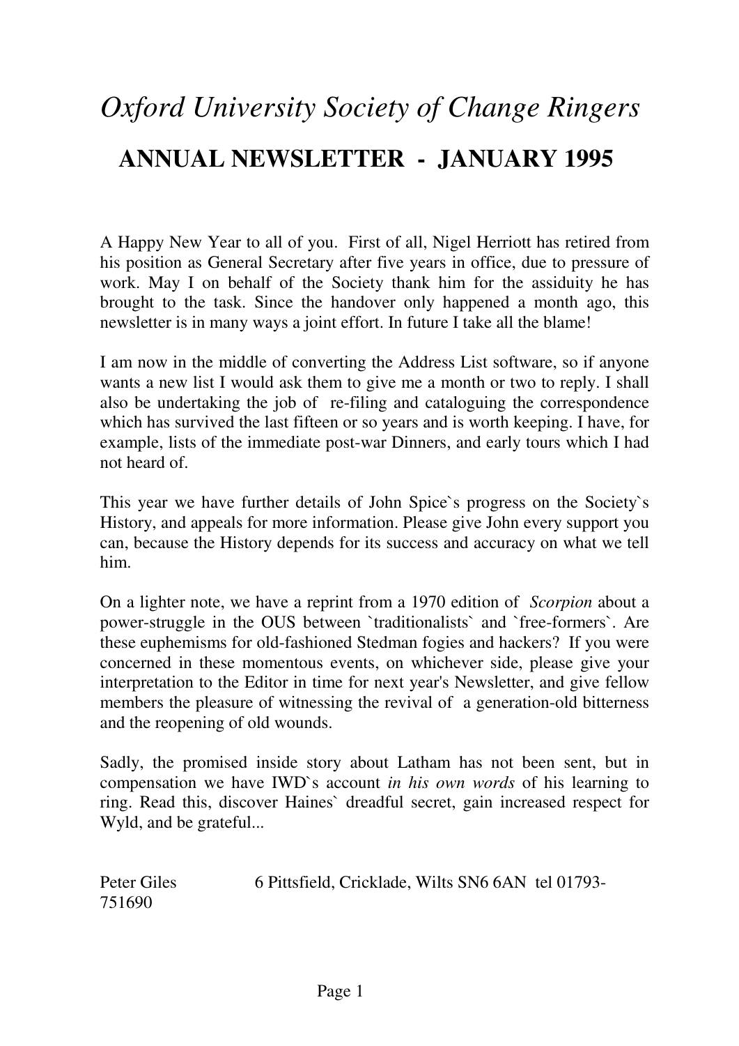# *Oxford University Society of Change Ringers*

## ANNUAL NEWSLETTER - JANUARY 1995

A Happy New Year to all of you. First of all, Nigel Herriott has retired from his position as General Secretary after five years in office, due to pressure of work. May I on behalf of the Society thank him for the assiduity he has brought to the task. Since the handover only happened a month ago, this newsletter is in many ways a joint effort. In future I take all the blame!

I am now in the middle of converting the Address List software, so if anyone wants a new list I would ask them to give me a month or two to reply. I shall also be undertaking the job of re-filing and cataloguing the correspondence which has survived the last fifteen or so years and is worth keeping. I have, for example, lists of the immediate post-war Dinners, and early tours which I had not heard of.

This year we have further details of John Spice`s progress on the Society`s History, and appeals for more information. Please give John every support you can, because the History depends for its success and accuracy on what we tell him.

On a lighter note, we have a reprint from a 1970 edition of *Scorpion* about a power-struggle in the OUS between `traditionalists` and `free-formers`. Are these euphemisms for old-fashioned Stedman fogies and hackers? If you were concerned in these momentous events, on whichever side, please give your interpretation to the Editor in time for next year's Newsletter, and give fellow members the pleasure of witnessing the revival of a generation-old bitterness and the reopening of old wounds.

Sadly, the promised inside story about Latham has not been sent, but in compensation we have IWD`s account *in his own words* of his learning to ring. Read this, discover Haines` dreadful secret, gain increased respect for Wyld, and be grateful...

Peter Giles 6 Pittsfield, Cricklade, Wilts SN6 6AN tel 01793-751690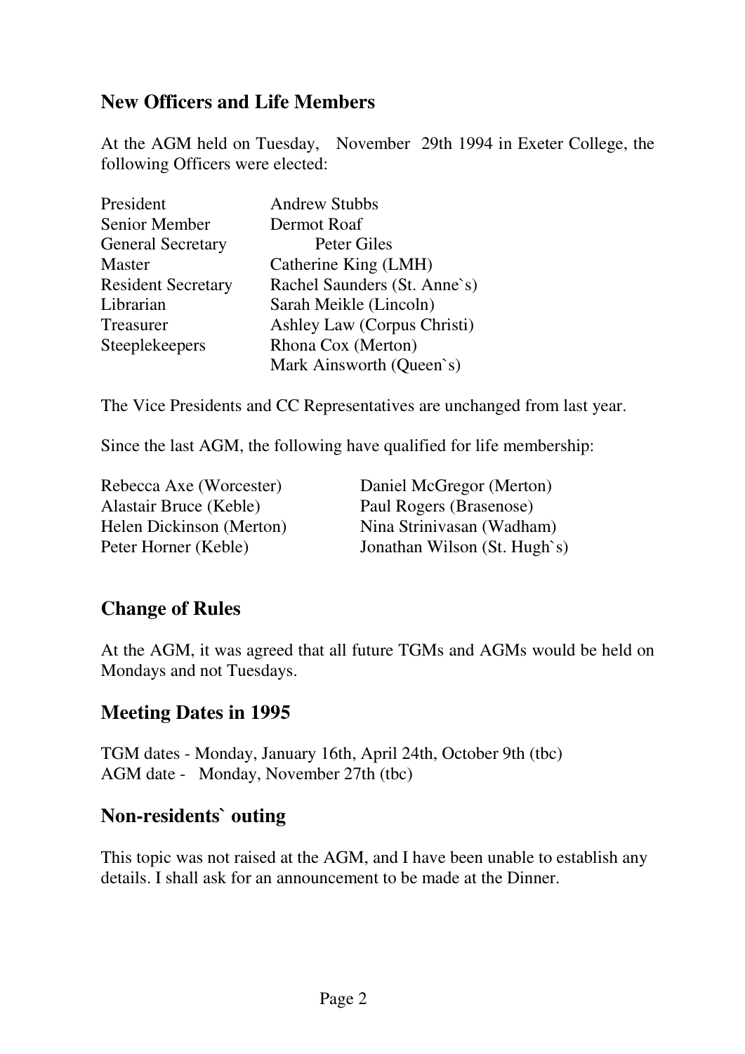## New Officers and Life Members

At the AGM held on Tuesday, November 29th 1994 in Exeter College, the following Officers were elected:

| | |
|---|---|
| President | Andrew Stubbs |
| Senior Member | Dermot Roaf |
| General Secretary | Peter Giles |
| Master | Catherine King (LMH) |
| Resident Secretary | Rachel Saunders (St. Anne`s) |
| Librarian | Sarah Meikle (Lincoln) |
| Treasurer | Ashley Law (Corpus Christi) |
| Steeplekeepers | Rhona Cox (Merton) |
| | Mark Ainsworth (Queen`s) |

The Vice Presidents and CC Representatives are unchanged from last year.

Since the last AGM, the following have qualified for life membership:

| | |
|---|---|
| Rebecca Axe (Worcester) | Daniel McGregor (Merton) |
| Alastair Bruce (Keble) | Paul Rogers (Brasenose) |
| Helen Dickinson (Merton) | Nina Strinivasan (Wadham) |
| Peter Horner (Keble) | Jonathan Wilson (St. Hugh`s) |

## Change of Rules

At the AGM, it was agreed that all future TGMs and AGMs would be held on Mondays and not Tuesdays.

## Meeting Dates in 1995

TGM dates - Monday, January 16th, April 24th, October 9th (tbc)
AGM date - Monday, November 27th (tbc)

## Non-residents` outing

This topic was not raised at the AGM, and I have been unable to establish any details. I shall ask for an announcement to be made at the Dinner.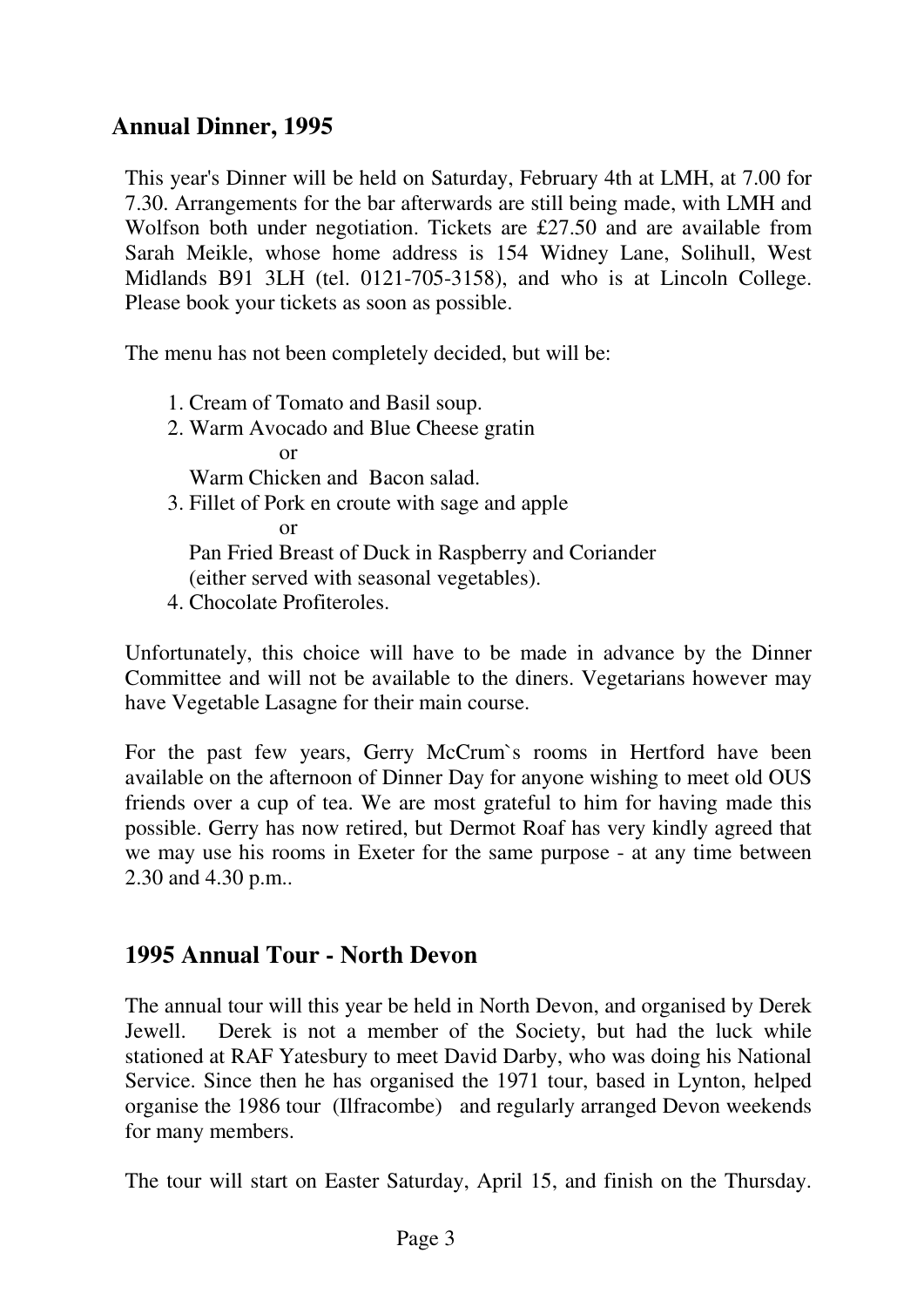## Annual Dinner, 1995

This year's Dinner will be held on Saturday, February 4th at LMH, at 7.00 for 7.30. Arrangements for the bar afterwards are still being made, with LMH and Wolfson both under negotiation. Tickets are £27.50 and are available from Sarah Meikle, whose home address is 154 Widney Lane, Solihull, West Midlands B91 3LH (tel. 0121-705-3158), and who is at Lincoln College. Please book your tickets as soon as possible.

The menu has not been completely decided, but will be:

1. Cream of Tomato and Basil soup.
2. Warm Avocado and Blue Cheese gratin
   or
   Warm Chicken and Bacon salad.
3. Fillet of Pork en croute with sage and apple
   or
   Pan Fried Breast of Duck in Raspberry and Coriander
   (either served with seasonal vegetables).
4. Chocolate Profiteroles.

Unfortunately, this choice will have to be made in advance by the Dinner Committee and will not be available to the diners. Vegetarians however may have Vegetable Lasagne for their main course.

For the past few years, Gerry McCrum`s rooms in Hertford have been available on the afternoon of Dinner Day for anyone wishing to meet old OUS friends over a cup of tea. We are most grateful to him for having made this possible. Gerry has now retired, but Dermot Roaf has very kindly agreed that we may use his rooms in Exeter for the same purpose - at any time between 2.30 and 4.30 p.m..

## 1995 Annual Tour - North Devon

The annual tour will this year be held in North Devon, and organised by Derek Jewell. Derek is not a member of the Society, but had the luck while stationed at RAF Yatesbury to meet David Darby, who was doing his National Service. Since then he has organised the 1971 tour, based in Lynton, helped organise the 1986 tour (Ilfracombe) and regularly arranged Devon weekends for many members.

The tour will start on Easter Saturday, April 15, and finish on the Thursday.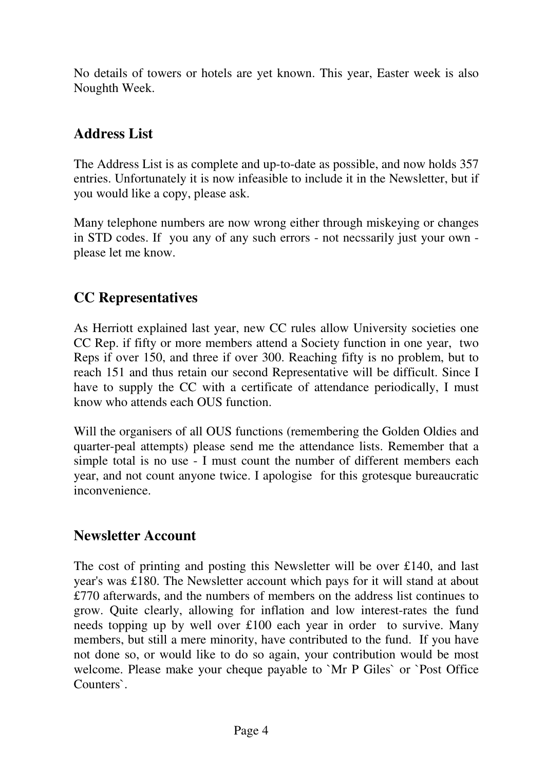No details of towers or hotels are yet known. This year, Easter week is also Noughth Week.

## Address List

The Address List is as complete and up-to-date as possible, and now holds 357 entries. Unfortunately it is now infeasible to include it in the Newsletter, but if you would like a copy, please ask.

Many telephone numbers are now wrong either through miskeying or changes in STD codes. If you any of any such errors - not necssarily just your own - please let me know.

## CC Representatives

As Herriott explained last year, new CC rules allow University societies one CC Rep. if fifty or more members attend a Society function in one year, two Reps if over 150, and three if over 300. Reaching fifty is no problem, but to reach 151 and thus retain our second Representative will be difficult. Since I have to supply the CC with a certificate of attendance periodically, I must know who attends each OUS function.

Will the organisers of all OUS functions (remembering the Golden Oldies and quarter-peal attempts) please send me the attendance lists. Remember that a simple total is no use - I must count the number of different members each year, and not count anyone twice. I apologise for this grotesque bureaucratic inconvenience.

## Newsletter Account

The cost of printing and posting this Newsletter will be over £140, and last year's was £180. The Newsletter account which pays for it will stand at about £770 afterwards, and the numbers of members on the address list continues to grow. Quite clearly, allowing for inflation and low interest-rates the fund needs topping up by well over £100 each year in order to survive. Many members, but still a mere minority, have contributed to the fund. If you have not done so, or would like to do so again, your contribution would be most welcome. Please make your cheque payable to `Mr P Giles` or `Post Office Counters`.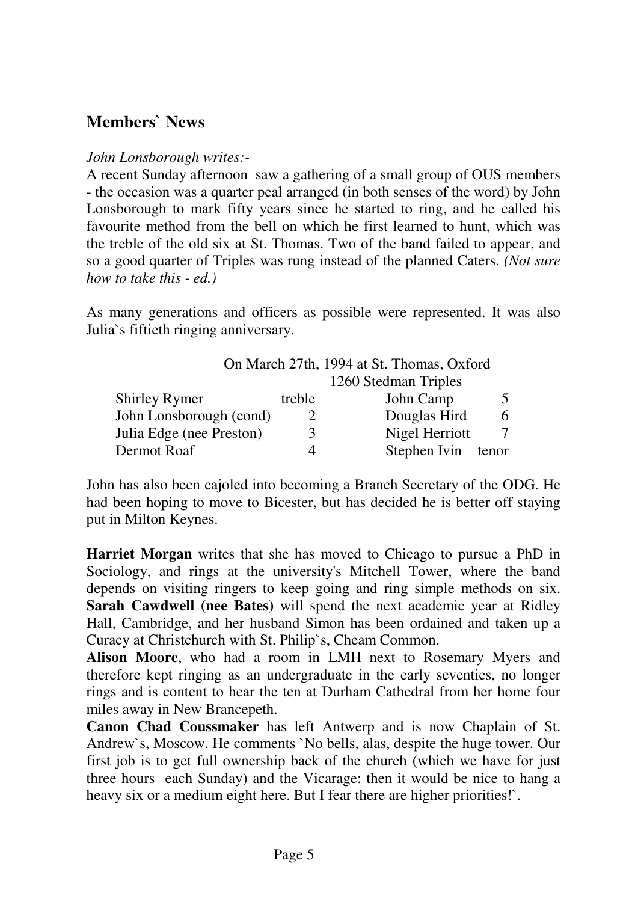## Members` News

*John Lonsborough writes:-*

A recent Sunday afternoon saw a gathering of a small group of OUS members - the occasion was a quarter peal arranged (in both senses of the word) by John Lonsborough to mark fifty years since he started to ring, and he called his favourite method from the bell on which he first learned to hunt, which was the treble of the old six at St. Thomas. Two of the band failed to appear, and so a good quarter of Triples was rung instead of the planned Caters. *(Not sure how to take this - ed.)*

As many generations and officers as possible were represented. It was also Julia`s fiftieth ringing anniversary.

On March 27th, 1994 at St. Thomas, Oxford
1260 Stedman Triples

| | | | |
|---|---|---|---|
| Shirley Rymer | treble | John Camp | 5 |
| John Lonsborough (cond) | 2 | Douglas Hird | 6 |
| Julia Edge (nee Preston) | 3 | Nigel Herriott | 7 |
| Dermot Roaf | 4 | Stephen Ivin | tenor |

John has also been cajoled into becoming a Branch Secretary of the ODG. He had been hoping to move to Bicester, but has decided he is better off staying put in Milton Keynes.

**Harriet Morgan** writes that she has moved to Chicago to pursue a PhD in Sociology, and rings at the university's Mitchell Tower, where the band depends on visiting ringers to keep going and ring simple methods on six. **Sarah Cawdwell (nee Bates)** will spend the next academic year at Ridley Hall, Cambridge, and her husband Simon has been ordained and taken up a Curacy at Christchurch with St. Philip`s, Cheam Common.

**Alison Moore**, who had a room in LMH next to Rosemary Myers and therefore kept ringing as an undergraduate in the early seventies, no longer rings and is content to hear the ten at Durham Cathedral from her home four miles away in New Brancepeth.

**Canon Chad Coussmaker** has left Antwerp and is now Chaplain of St. Andrew`s, Moscow. He comments `No bells, alas, despite the huge tower. Our first job is to get full ownership back of the church (which we have for just three hours each Sunday) and the Vicarage: then it would be nice to hang a heavy six or a medium eight here. But I fear there are higher priorities!`.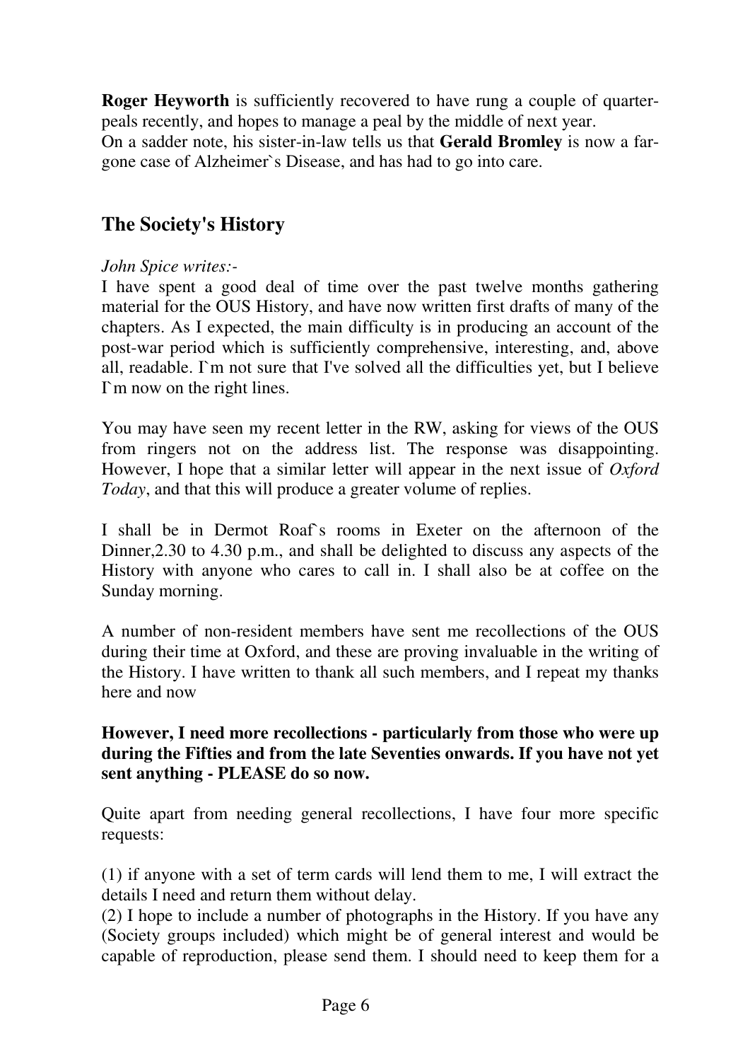**Roger Heyworth** is sufficiently recovered to have rung a couple of quarter-peals recently, and hopes to manage a peal by the middle of next year.
On a sadder note, his sister-in-law tells us that **Gerald Bromley** is now a far-gone case of Alzheimer`s Disease, and has had to go into care.

## The Society's History

*John Spice writes:-*
I have spent a good deal of time over the past twelve months gathering material for the OUS History, and have now written first drafts of many of the chapters. As I expected, the main difficulty is in producing an account of the post-war period which is sufficiently comprehensive, interesting, and, above all, readable. I`m not sure that I've solved all the difficulties yet, but I believe I`m now on the right lines.

You may have seen my recent letter in the RW, asking for views of the OUS from ringers not on the address list. The response was disappointing. However, I hope that a similar letter will appear in the next issue of *Oxford Today*, and that this will produce a greater volume of replies.

I shall be in Dermot Roaf`s rooms in Exeter on the afternoon of the Dinner,2.30 to 4.30 p.m., and shall be delighted to discuss any aspects of the History with anyone who cares to call in. I shall also be at coffee on the Sunday morning.

A number of non-resident members have sent me recollections of the OUS during their time at Oxford, and these are proving invaluable in the writing of the History. I have written to thank all such members, and I repeat my thanks here and now

**However, I need more recollections - particularly from those who were up during the Fifties and from the late Seventies onwards. If you have not yet sent anything - PLEASE do so now.**

Quite apart from needing general recollections, I have four more specific requests:

(1) if anyone with a set of term cards will lend them to me, I will extract the details I need and return them without delay.
(2) I hope to include a number of photographs in the History. If you have any (Society groups included) which might be of general interest and would be capable of reproduction, please send them. I should need to keep them for a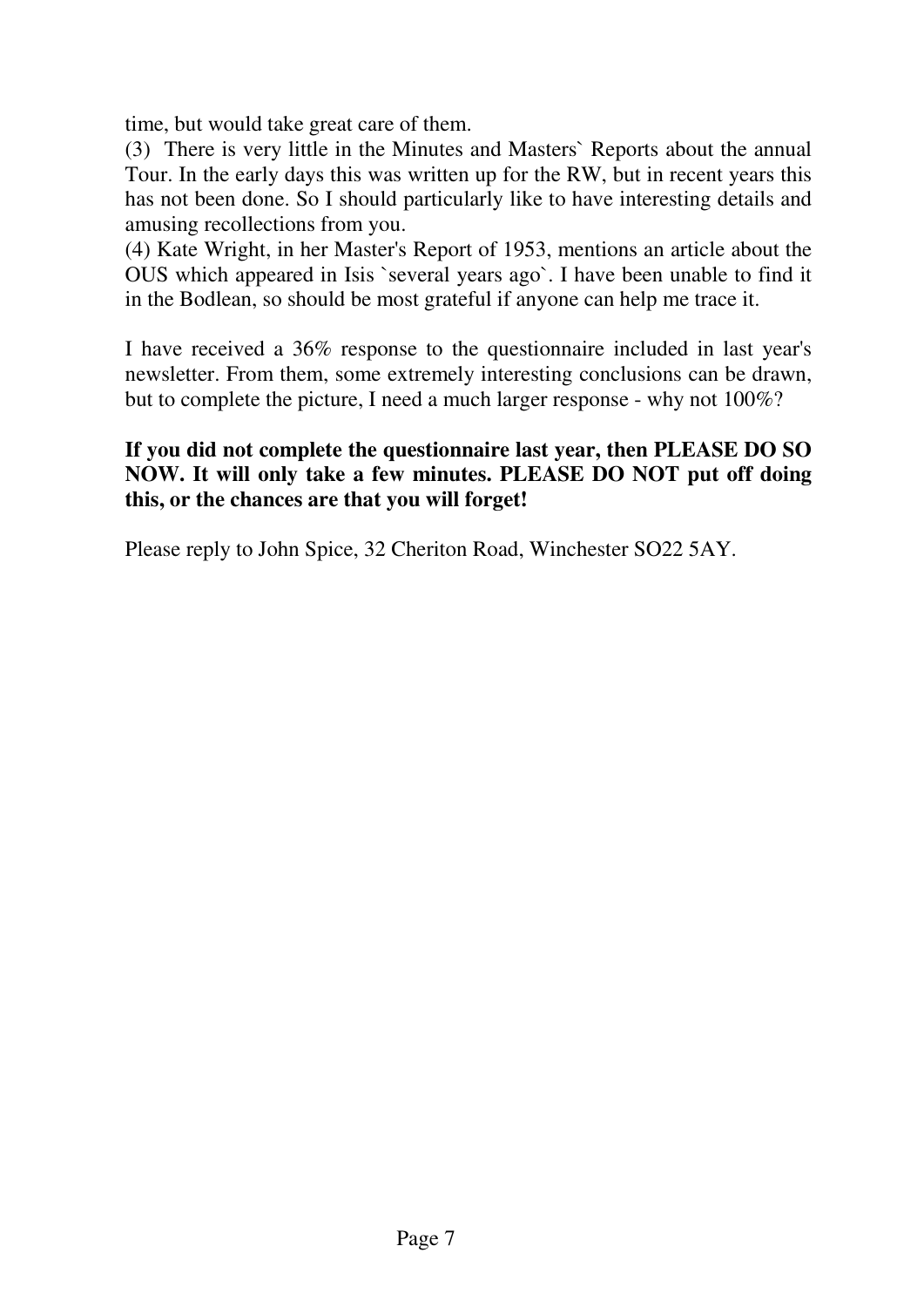time, but would take great care of them.

(3) There is very little in the Minutes and Masters` Reports about the annual Tour. In the early days this was written up for the RW, but in recent years this has not been done. So I should particularly like to have interesting details and amusing recollections from you.

(4) Kate Wright, in her Master's Report of 1953, mentions an article about the OUS which appeared in Isis `several years ago`. I have been unable to find it in the Bodlean, so should be most grateful if anyone can help me trace it.

I have received a 36% response to the questionnaire included in last year's newsletter. From them, some extremely interesting conclusions can be drawn, but to complete the picture, I need a much larger response - why not 100%?

**If you did not complete the questionnaire last year, then PLEASE DO SO NOW. It will only take a few minutes. PLEASE DO NOT put off doing this, or the chances are that you will forget!**

Please reply to John Spice, 32 Cheriton Road, Winchester SO22 5AY.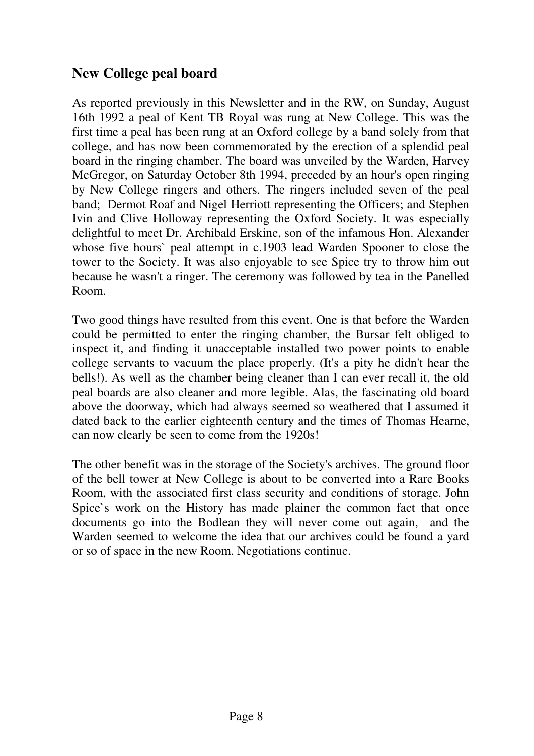## New College peal board

As reported previously in this Newsletter and in the RW, on Sunday, August 16th 1992 a peal of Kent TB Royal was rung at New College. This was the first time a peal has been rung at an Oxford college by a band solely from that college, and has now been commemorated by the erection of a splendid peal board in the ringing chamber. The board was unveiled by the Warden, Harvey McGregor, on Saturday October 8th 1994, preceded by an hour's open ringing by New College ringers and others. The ringers included seven of the peal band; Dermot Roaf and Nigel Herriott representing the Officers; and Stephen Ivin and Clive Holloway representing the Oxford Society. It was especially delightful to meet Dr. Archibald Erskine, son of the infamous Hon. Alexander whose five hours` peal attempt in c.1903 lead Warden Spooner to close the tower to the Society. It was also enjoyable to see Spice try to throw him out because he wasn't a ringer. The ceremony was followed by tea in the Panelled Room.

Two good things have resulted from this event. One is that before the Warden could be permitted to enter the ringing chamber, the Bursar felt obliged to inspect it, and finding it unacceptable installed two power points to enable college servants to vacuum the place properly. (It's a pity he didn't hear the bells!). As well as the chamber being cleaner than I can ever recall it, the old peal boards are also cleaner and more legible. Alas, the fascinating old board above the doorway, which had always seemed so weathered that I assumed it dated back to the earlier eighteenth century and the times of Thomas Hearne, can now clearly be seen to come from the 1920s!

The other benefit was in the storage of the Society's archives. The ground floor of the bell tower at New College is about to be converted into a Rare Books Room, with the associated first class security and conditions of storage. John Spice`s work on the History has made plainer the common fact that once documents go into the Bodlean they will never come out again, and the Warden seemed to welcome the idea that our archives could be found a yard or so of space in the new Room. Negotiations continue.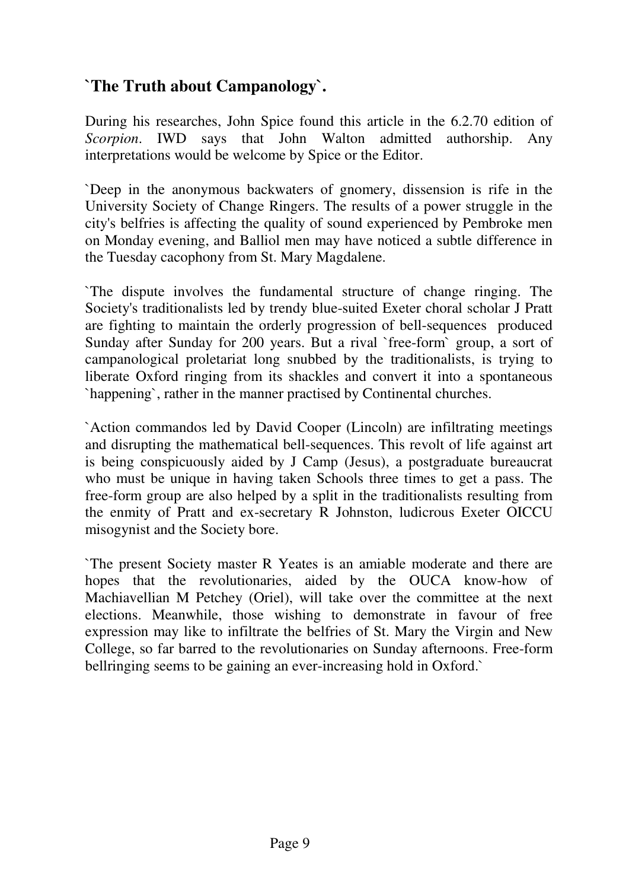## `The Truth about Campanology`.

During his researches, John Spice found this article in the 6.2.70 edition of *Scorpion*. IWD says that John Walton admitted authorship. Any interpretations would be welcome by Spice or the Editor.

`Deep in the anonymous backwaters of gnomery, dissension is rife in the University Society of Change Ringers. The results of a power struggle in the city's belfries is affecting the quality of sound experienced by Pembroke men on Monday evening, and Balliol men may have noticed a subtle difference in the Tuesday cacophony from St. Mary Magdalene.

`The dispute involves the fundamental structure of change ringing. The Society's traditionalists led by trendy blue-suited Exeter choral scholar J Pratt are fighting to maintain the orderly progression of bell-sequences produced Sunday after Sunday for 200 years. But a rival `free-form` group, a sort of campanological proletariat long snubbed by the traditionalists, is trying to liberate Oxford ringing from its shackles and convert it into a spontaneous `happening`, rather in the manner practised by Continental churches.

`Action commandos led by David Cooper (Lincoln) are infiltrating meetings and disrupting the mathematical bell-sequences. This revolt of life against art is being conspicuously aided by J Camp (Jesus), a postgraduate bureaucrat who must be unique in having taken Schools three times to get a pass. The free-form group are also helped by a split in the traditionalists resulting from the enmity of Pratt and ex-secretary R Johnston, ludicrous Exeter OICCU misogynist and the Society bore.

`The present Society master R Yeates is an amiable moderate and there are hopes that the revolutionaries, aided by the OUCA know-how of Machiavellian M Petchey (Oriel), will take over the committee at the next elections. Meanwhile, those wishing to demonstrate in favour of free expression may like to infiltrate the belfries of St. Mary the Virgin and New College, so far barred to the revolutionaries on Sunday afternoons. Free-form bellringing seems to be gaining an ever-increasing hold in Oxford.`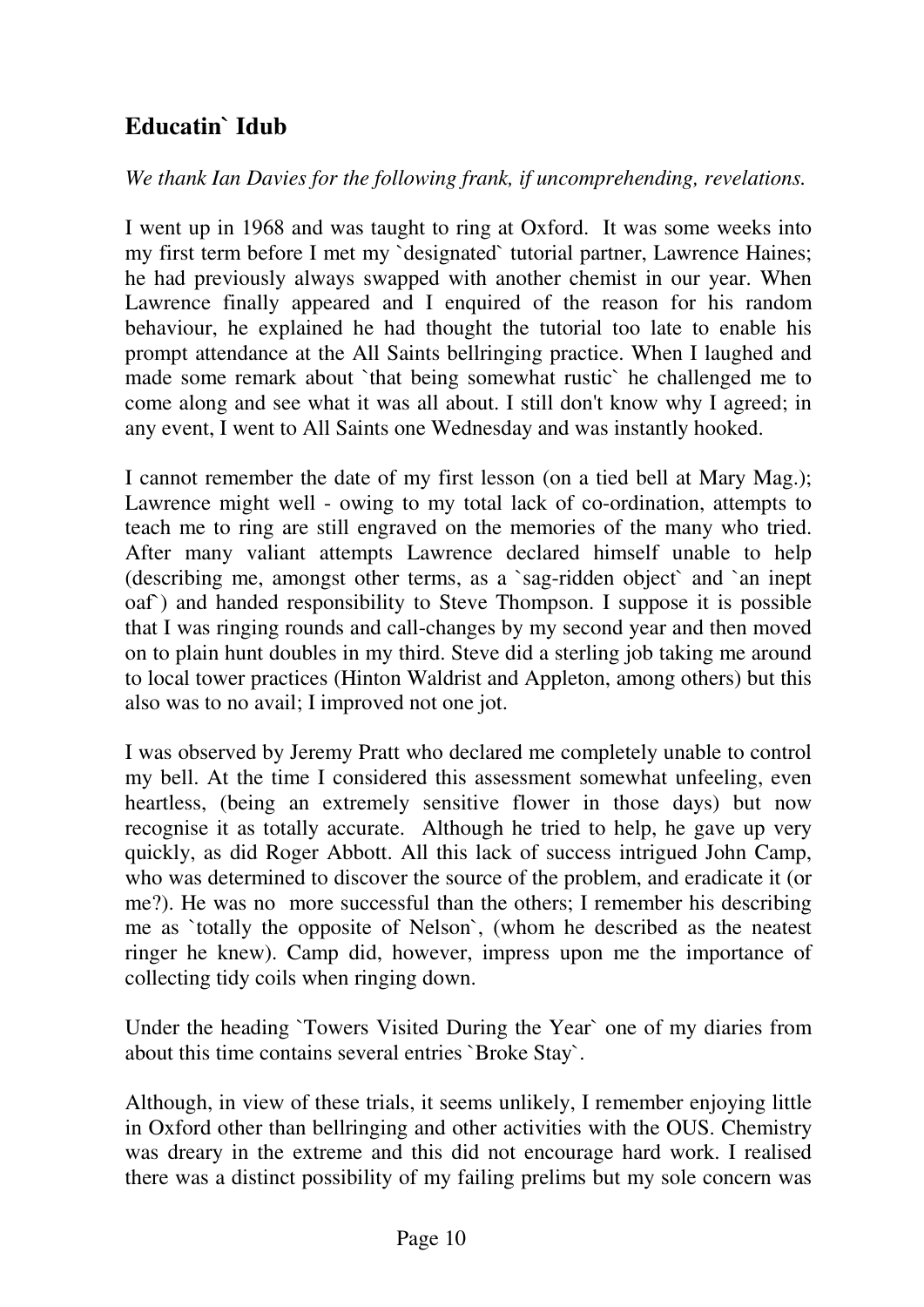## Educatin` Idub

*We thank Ian Davies for the following frank, if uncomprehending, revelations.*

I went up in 1968 and was taught to ring at Oxford. It was some weeks into my first term before I met my `designated` tutorial partner, Lawrence Haines; he had previously always swapped with another chemist in our year. When Lawrence finally appeared and I enquired of the reason for his random behaviour, he explained he had thought the tutorial too late to enable his prompt attendance at the All Saints bellringing practice. When I laughed and made some remark about `that being somewhat rustic` he challenged me to come along and see what it was all about. I still don't know why I agreed; in any event, I went to All Saints one Wednesday and was instantly hooked.

I cannot remember the date of my first lesson (on a tied bell at Mary Mag.); Lawrence might well - owing to my total lack of co-ordination, attempts to teach me to ring are still engraved on the memories of the many who tried. After many valiant attempts Lawrence declared himself unable to help (describing me, amongst other terms, as a `sag-ridden object` and `an inept oaf`) and handed responsibility to Steve Thompson. I suppose it is possible that I was ringing rounds and call-changes by my second year and then moved on to plain hunt doubles in my third. Steve did a sterling job taking me around to local tower practices (Hinton Waldrist and Appleton, among others) but this also was to no avail; I improved not one jot.

I was observed by Jeremy Pratt who declared me completely unable to control my bell. At the time I considered this assessment somewhat unfeeling, even heartless, (being an extremely sensitive flower in those days) but now recognise it as totally accurate. Although he tried to help, he gave up very quickly, as did Roger Abbott. All this lack of success intrigued John Camp, who was determined to discover the source of the problem, and eradicate it (or me?). He was no more successful than the others; I remember his describing me as `totally the opposite of Nelson`, (whom he described as the neatest ringer he knew). Camp did, however, impress upon me the importance of collecting tidy coils when ringing down.

Under the heading `Towers Visited During the Year` one of my diaries from about this time contains several entries `Broke Stay`.

Although, in view of these trials, it seems unlikely, I remember enjoying little in Oxford other than bellringing and other activities with the OUS. Chemistry was dreary in the extreme and this did not encourage hard work. I realised there was a distinct possibility of my failing prelims but my sole concern was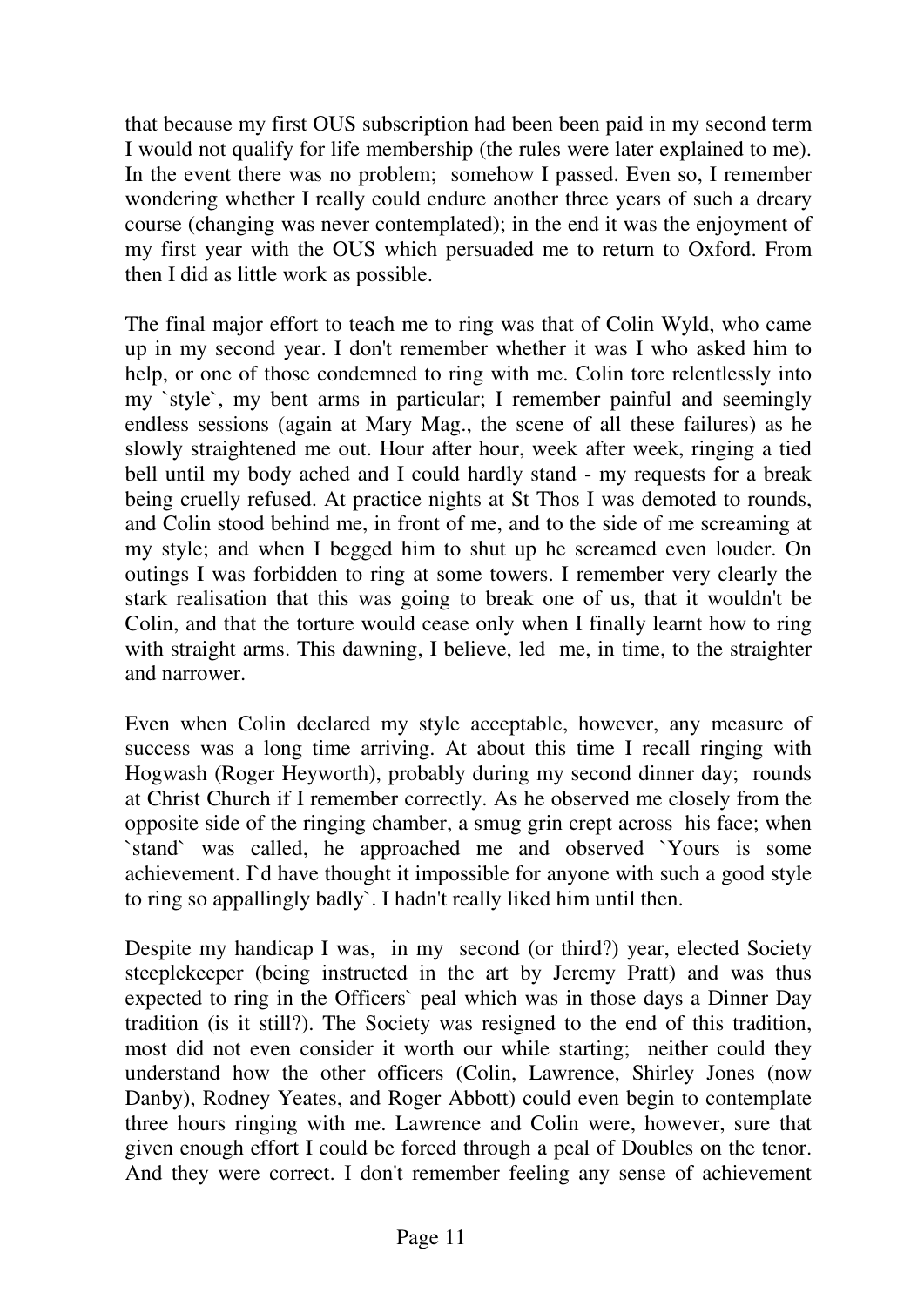that because my first OUS subscription had been been paid in my second term I would not qualify for life membership (the rules were later explained to me). In the event there was no problem; somehow I passed. Even so, I remember wondering whether I really could endure another three years of such a dreary course (changing was never contemplated); in the end it was the enjoyment of my first year with the OUS which persuaded me to return to Oxford. From then I did as little work as possible.

The final major effort to teach me to ring was that of Colin Wyld, who came up in my second year. I don't remember whether it was I who asked him to help, or one of those condemned to ring with me. Colin tore relentlessly into my `style`, my bent arms in particular; I remember painful and seemingly endless sessions (again at Mary Mag., the scene of all these failures) as he slowly straightened me out. Hour after hour, week after week, ringing a tied bell until my body ached and I could hardly stand - my requests for a break being cruelly refused. At practice nights at St Thos I was demoted to rounds, and Colin stood behind me, in front of me, and to the side of me screaming at my style; and when I begged him to shut up he screamed even louder. On outings I was forbidden to ring at some towers. I remember very clearly the stark realisation that this was going to break one of us, that it wouldn't be Colin, and that the torture would cease only when I finally learnt how to ring with straight arms. This dawning, I believe, led me, in time, to the straighter and narrower.

Even when Colin declared my style acceptable, however, any measure of success was a long time arriving. At about this time I recall ringing with Hogwash (Roger Heyworth), probably during my second dinner day; rounds at Christ Church if I remember correctly. As he observed me closely from the opposite side of the ringing chamber, a smug grin crept across his face; when `stand` was called, he approached me and observed `Yours is some achievement. I`d have thought it impossible for anyone with such a good style to ring so appallingly badly`. I hadn't really liked him until then.

Despite my handicap I was, in my second (or third?) year, elected Society steeplekeeper (being instructed in the art by Jeremy Pratt) and was thus expected to ring in the Officers` peal which was in those days a Dinner Day tradition (is it still?). The Society was resigned to the end of this tradition, most did not even consider it worth our while starting; neither could they understand how the other officers (Colin, Lawrence, Shirley Jones (now Danby), Rodney Yeates, and Roger Abbott) could even begin to contemplate three hours ringing with me. Lawrence and Colin were, however, sure that given enough effort I could be forced through a peal of Doubles on the tenor. And they were correct. I don't remember feeling any sense of achievement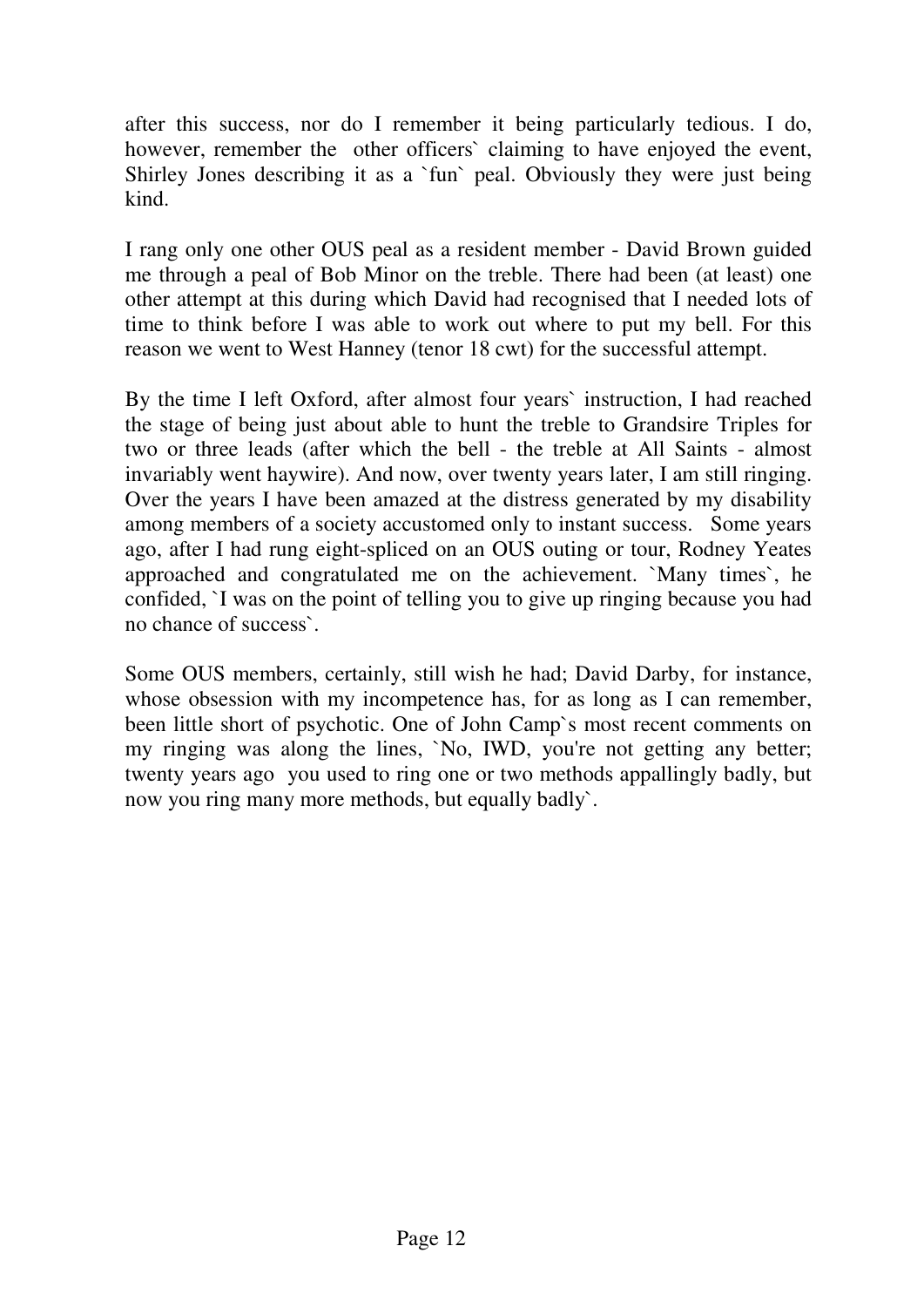after this success, nor do I remember it being particularly tedious. I do, however, remember the other officers` claiming to have enjoyed the event, Shirley Jones describing it as a `fun` peal. Obviously they were just being kind.

I rang only one other OUS peal as a resident member - David Brown guided me through a peal of Bob Minor on the treble. There had been (at least) one other attempt at this during which David had recognised that I needed lots of time to think before I was able to work out where to put my bell. For this reason we went to West Hanney (tenor 18 cwt) for the successful attempt.

By the time I left Oxford, after almost four years` instruction, I had reached the stage of being just about able to hunt the treble to Grandsire Triples for two or three leads (after which the bell - the treble at All Saints - almost invariably went haywire). And now, over twenty years later, I am still ringing. Over the years I have been amazed at the distress generated by my disability among members of a society accustomed only to instant success. Some years ago, after I had rung eight-spliced on an OUS outing or tour, Rodney Yeates approached and congratulated me on the achievement. `Many times`, he confided, `I was on the point of telling you to give up ringing because you had no chance of success`.

Some OUS members, certainly, still wish he had; David Darby, for instance, whose obsession with my incompetence has, for as long as I can remember, been little short of psychotic. One of John Camp`s most recent comments on my ringing was along the lines, `No, IWD, you're not getting any better; twenty years ago you used to ring one or two methods appallingly badly, but now you ring many more methods, but equally badly`.